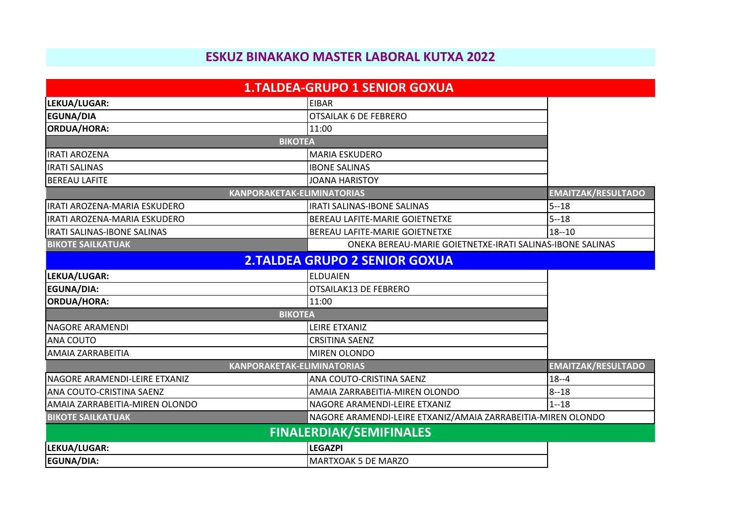# ESKUZ BINAKAKO MASTER LABORAL KUTXA 2022

## 1.TALDEA-GRUPO 1 SENIOR GOXUA

| | | |
|---|---|---|
| **LEKUA/LUGAR:** | EIBAR | |
| **EGUNA/DIA** | OTSAILAK 6 DE FEBRERO | |
| **ORDUA/HORA:** | 11:00 | |
| **BIKOTEA** | | |
| IRATI AROZENA | MARIA ESKUDERO | |
| IRATI SALINAS | IBONE SALINAS | |
| BEREAU LAFITE | JOANA HARISTOY | |
| **KANPORAKETAK-ELIMINATORIAS** | | **EMAITZAK/RESULTADO** |
| IRATI AROZENA-MARIA ESKUDERO | IRATI SALINAS-IBONE SALINAS | 5--18 |
| IRATI AROZENA-MARIA ESKUDERO | BEREAU LAFITE-MARIE GOIETNETXE | 5--18 |
| IRATI SALINAS-IBONE SALINAS | BEREAU LAFITE-MARIE GOIETNETXE | 18--10 |
| **BIKOTE SAILKATUAK** | ONEKA BEREAU-MARIE GOIETNETXE-IRATI SALINAS-IBONE SALINAS | |

## 2.TALDEA GRUPO 2 SENIOR GOXUA

| | | |
|---|---|---|
| **LEKUA/LUGAR:** | ELDUAIEN | |
| **EGUNA/DIA:** | OTSAILAK13 DE FEBRERO | |
| **ORDUA/HORA:** | 11:00 | |
| **BIKOTEA** | | |
| NAGORE ARAMENDI | LEIRE ETXANIZ | |
| ANA COUTO | CRSITINA SAENZ | |
| AMAIA ZARRABEITIA | MIREN OLONDO | |
| **KANPORAKETAK-ELIMINATORIAS** | | **EMAITZAK/RESULTADO** |
| NAGORE ARAMENDI-LEIRE ETXANIZ | ANA COUTO-CRISTINA SAENZ | 18--4 |
| ANA COUTO-CRISTINA SAENZ | AMAIA ZARRABEITIA-MIREN OLONDO | 8--18 |
| AMAIA ZARRABEITIA-MIREN OLONDO | NAGORE ARAMENDI-LEIRE ETXANIZ | 1--18 |
| **BIKOTE SAILKATUAK** | NAGORE ARAMENDI-LEIRE ETXANIZ/AMAIA ZARRABEITIA-MIREN OLONDO | |

## FINALERDIAK/SEMIFINALES

| | |
|---|---|
| **LEKUA/LUGAR:** | **LEGAZPI** |
| **EGUNA/DIA:** | MARTXOAK 5 DE MARZO |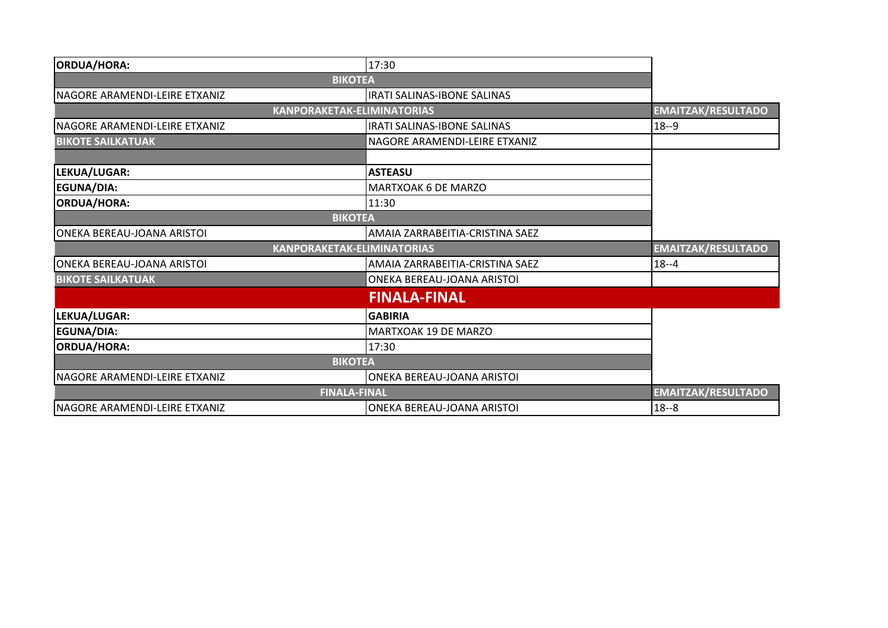| | | |
|---|---|---|
| **ORDUA/HORA:** | 17:30 | |
| **BIKOTEA** | | |
| NAGORE ARAMENDI-LEIRE ETXANIZ | IRATI SALINAS-IBONE SALINAS | |
| **KANPORAKETAK-ELIMINATORIAS** | | **EMAITZAK/RESULTADO** |
| NAGORE ARAMENDI-LEIRE ETXANIZ | IRATI SALINAS-IBONE SALINAS | 18--9 |
| **BIKOTE SAILKATUAK** | NAGORE ARAMENDI-LEIRE ETXANIZ | |
| | | |
| **LEKUA/LUGAR:** | **ASTEASU** | |
| **EGUNA/DIA:** | MARTXOAK 6 DE MARZO | |
| **ORDUA/HORA:** | 11:30 | |
| **BIKOTEA** | | |
| ONEKA BEREAU-JOANA ARISTOI | AMAIA ZARRABEITIA-CRISTINA SAEZ | |
| **KANPORAKETAK-ELIMINATORIAS** | | **EMAITZAK/RESULTADO** |
| ONEKA BEREAU-JOANA ARISTOI | AMAIA ZARRABEITIA-CRISTINA SAEZ | 18--4 |
| **BIKOTE SAILKATUAK** | ONEKA BEREAU-JOANA ARISTOI | |
| **FINALA-FINAL** | | |
| **LEKUA/LUGAR:** | **GABIRIA** | |
| **EGUNA/DIA:** | MARTXOAK 19 DE MARZO | |
| **ORDUA/HORA:** | 17:30 | |
| **BIKOTEA** | | |
| NAGORE ARAMENDI-LEIRE ETXANIZ | ONEKA BEREAU-JOANA ARISTOI | |
| **FINALA-FINAL** | | **EMAITZAK/RESULTADO** |
| NAGORE ARAMENDI-LEIRE ETXANIZ | ONEKA BEREAU-JOANA ARISTOI | 18--8 |